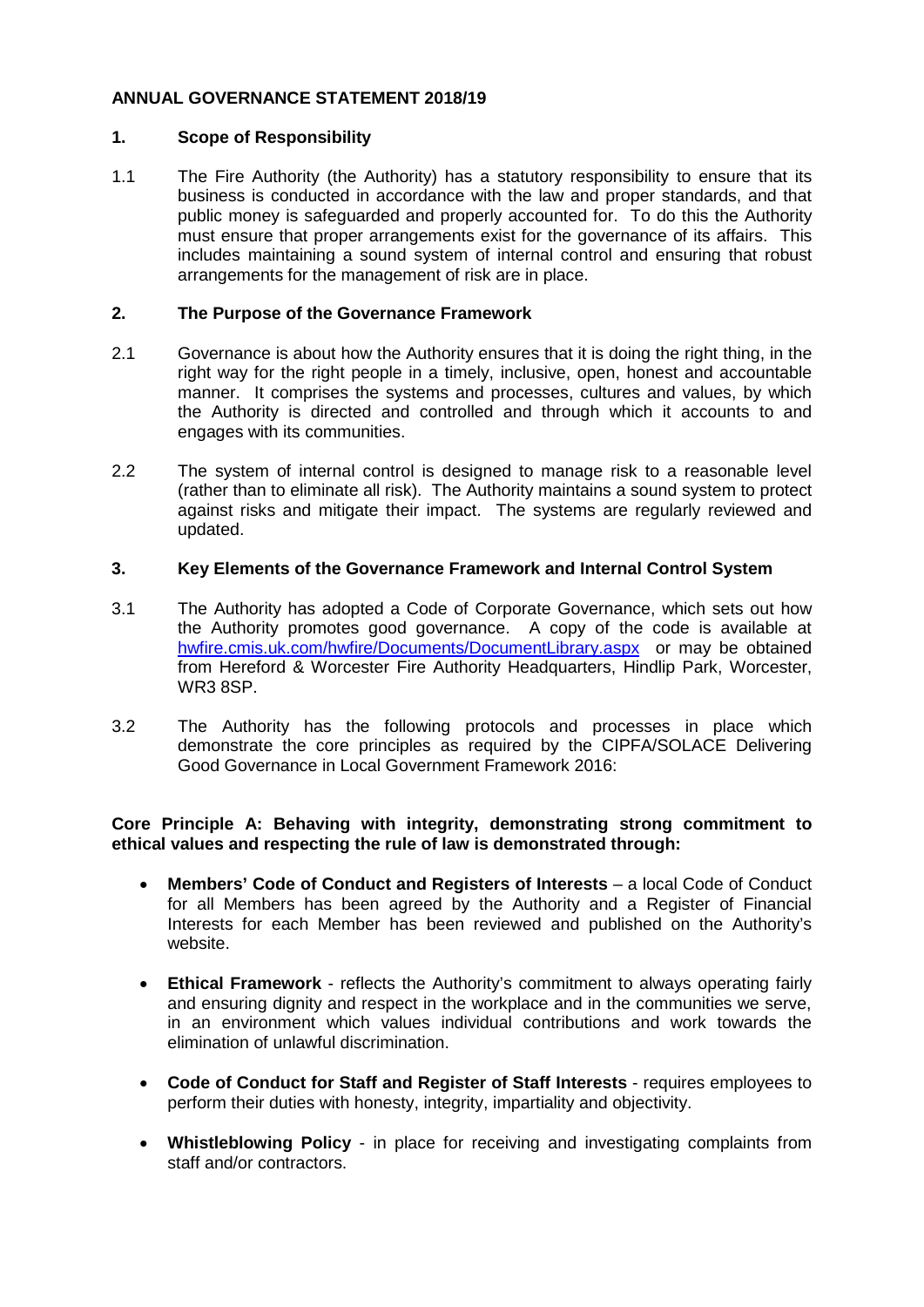# ANNUAL GOVERNANCE STATEMENT 2018/19

## 1. Scope of Responsibility

1.1 The Fire Authority (the Authority) has a statutory responsibility to ensure that its business is conducted in accordance with the law and proper standards, and that public money is safeguarded and properly accounted for. To do this the Authority must ensure that proper arrangements exist for the governance of its affairs. This includes maintaining a sound system of internal control and ensuring that robust arrangements for the management of risk are in place.

## 2. The Purpose of the Governance Framework

2.1 Governance is about how the Authority ensures that it is doing the right thing, in the right way for the right people in a timely, inclusive, open, honest and accountable manner. It comprises the systems and processes, cultures and values, by which the Authority is directed and controlled and through which it accounts to and engages with its communities.

2.2 The system of internal control is designed to manage risk to a reasonable level (rather than to eliminate all risk). The Authority maintains a sound system to protect against risks and mitigate their impact. The systems are regularly reviewed and updated.

## 3. Key Elements of the Governance Framework and Internal Control System

3.1 The Authority has adopted a Code of Corporate Governance, which sets out how the Authority promotes good governance. A copy of the code is available at [hwfire.cmis.uk.com/hwfire/Documents/DocumentLibrary.aspx](hwfire.cmis.uk.com/hwfire/Documents/DocumentLibrary.aspx) or may be obtained from Hereford & Worcester Fire Authority Headquarters, Hindlip Park, Worcester, WR3 8SP.

3.2 The Authority has the following protocols and processes in place which demonstrate the core principles as required by the CIPFA/SOLACE Delivering Good Governance in Local Government Framework 2016:

**Core Principle A: Behaving with integrity, demonstrating strong commitment to ethical values and respecting the rule of law is demonstrated through:**

- **Members' Code of Conduct and Registers of Interests** – a local Code of Conduct for all Members has been agreed by the Authority and a Register of Financial Interests for each Member has been reviewed and published on the Authority's website.
- **Ethical Framework** - reflects the Authority's commitment to always operating fairly and ensuring dignity and respect in the workplace and in the communities we serve, in an environment which values individual contributions and work towards the elimination of unlawful discrimination.
- **Code of Conduct for Staff and Register of Staff Interests** - requires employees to perform their duties with honesty, integrity, impartiality and objectivity.
- **Whistleblowing Policy** - in place for receiving and investigating complaints from staff and/or contractors.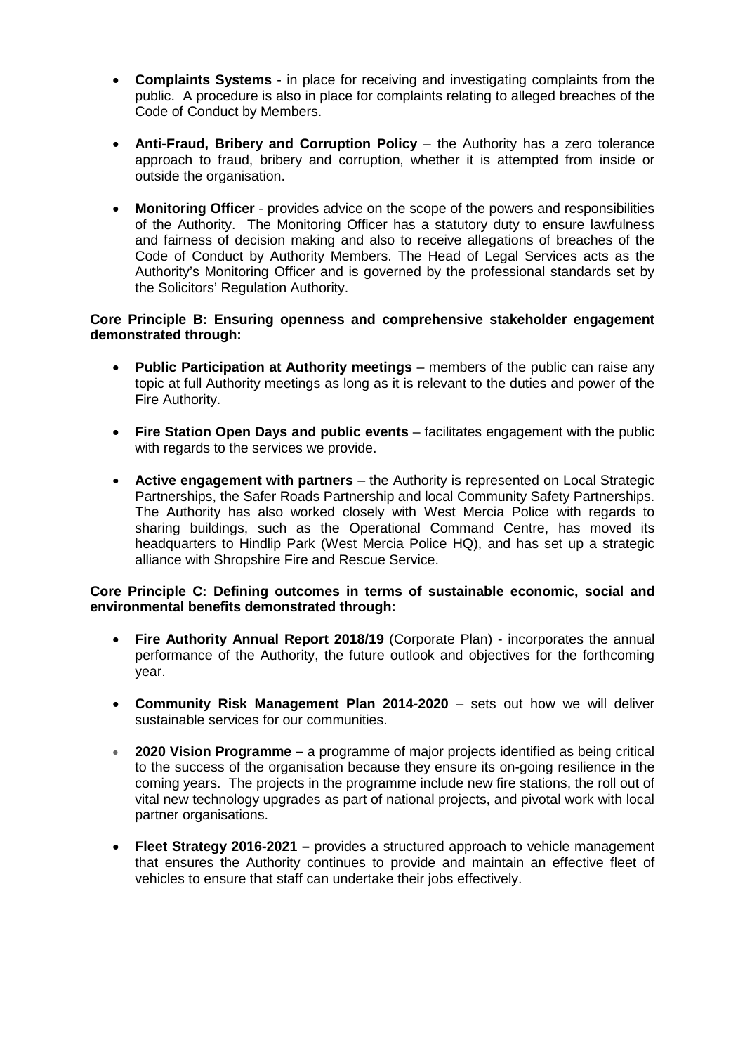- **Complaints Systems** - in place for receiving and investigating complaints from the public. A procedure is also in place for complaints relating to alleged breaches of the Code of Conduct by Members.

- **Anti-Fraud, Bribery and Corruption Policy** – the Authority has a zero tolerance approach to fraud, bribery and corruption, whether it is attempted from inside or outside the organisation.

- **Monitoring Officer** - provides advice on the scope of the powers and responsibilities of the Authority. The Monitoring Officer has a statutory duty to ensure lawfulness and fairness of decision making and also to receive allegations of breaches of the Code of Conduct by Authority Members. The Head of Legal Services acts as the Authority's Monitoring Officer and is governed by the professional standards set by the Solicitors' Regulation Authority.

**Core Principle B: Ensuring openness and comprehensive stakeholder engagement demonstrated through:**

- **Public Participation at Authority meetings** – members of the public can raise any topic at full Authority meetings as long as it is relevant to the duties and power of the Fire Authority.

- **Fire Station Open Days and public events** – facilitates engagement with the public with regards to the services we provide.

- **Active engagement with partners** – the Authority is represented on Local Strategic Partnerships, the Safer Roads Partnership and local Community Safety Partnerships. The Authority has also worked closely with West Mercia Police with regards to sharing buildings, such as the Operational Command Centre, has moved its headquarters to Hindlip Park (West Mercia Police HQ), and has set up a strategic alliance with Shropshire Fire and Rescue Service.

**Core Principle C: Defining outcomes in terms of sustainable economic, social and environmental benefits demonstrated through:**

- **Fire Authority Annual Report 2018/19** (Corporate Plan) - incorporates the annual performance of the Authority, the future outlook and objectives for the forthcoming year.

- **Community Risk Management Plan 2014-2020** – sets out how we will deliver sustainable services for our communities.

- **2020 Vision Programme –** a programme of major projects identified as being critical to the success of the organisation because they ensure its on-going resilience in the coming years. The projects in the programme include new fire stations, the roll out of vital new technology upgrades as part of national projects, and pivotal work with local partner organisations.

- **Fleet Strategy 2016-2021 –** provides a structured approach to vehicle management that ensures the Authority continues to provide and maintain an effective fleet of vehicles to ensure that staff can undertake their jobs effectively.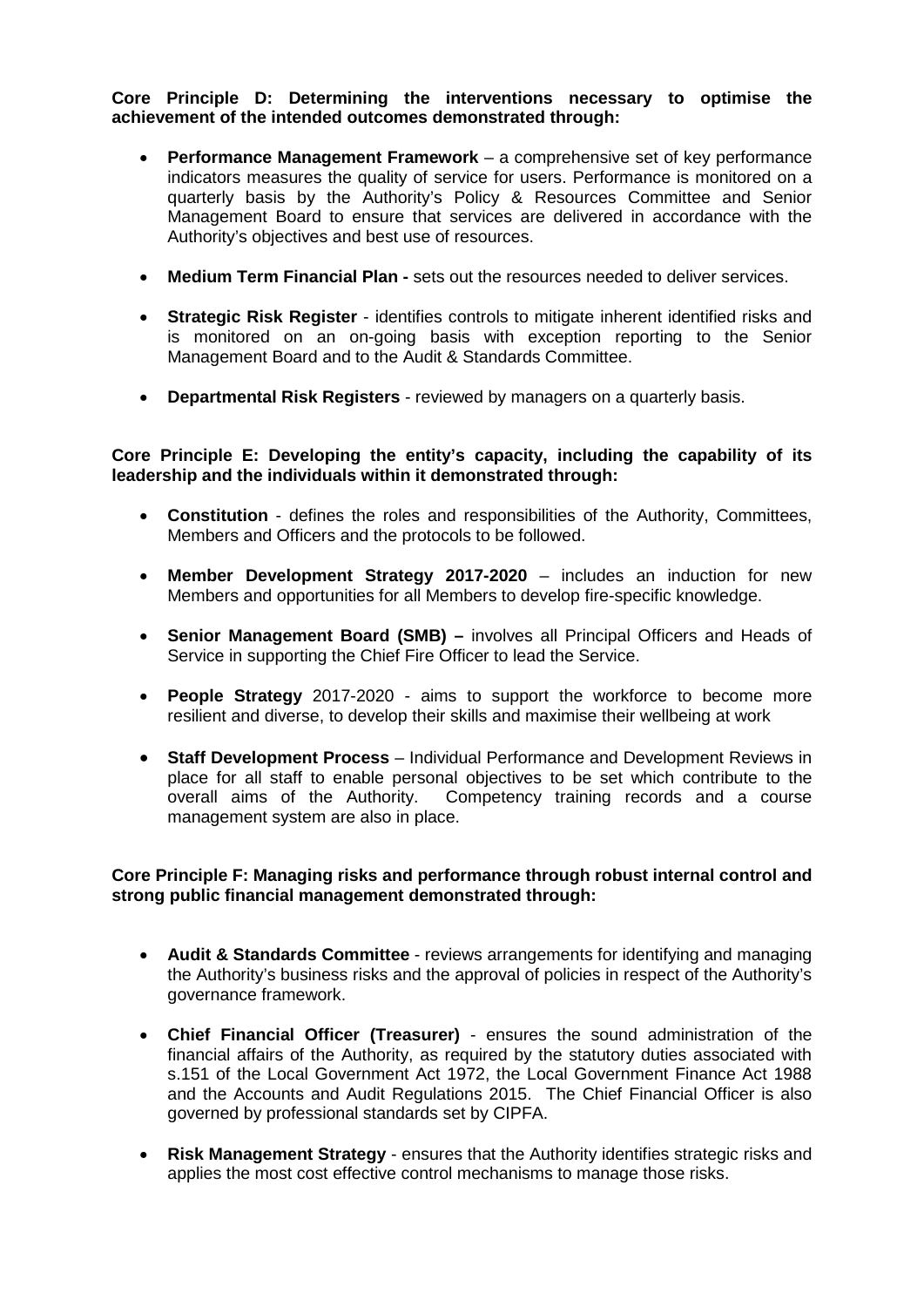**Core Principle D: Determining the interventions necessary to optimise the achievement of the intended outcomes demonstrated through:**

- **Performance Management Framework** – a comprehensive set of key performance indicators measures the quality of service for users. Performance is monitored on a quarterly basis by the Authority's Policy & Resources Committee and Senior Management Board to ensure that services are delivered in accordance with the Authority's objectives and best use of resources.

- **Medium Term Financial Plan -** sets out the resources needed to deliver services.

- **Strategic Risk Register** - identifies controls to mitigate inherent identified risks and is monitored on an on-going basis with exception reporting to the Senior Management Board and to the Audit & Standards Committee.

- **Departmental Risk Registers** - reviewed by managers on a quarterly basis.

**Core Principle E: Developing the entity's capacity, including the capability of its leadership and the individuals within it demonstrated through:**

- **Constitution** - defines the roles and responsibilities of the Authority, Committees, Members and Officers and the protocols to be followed.

- **Member Development Strategy 2017-2020** – includes an induction for new Members and opportunities for all Members to develop fire-specific knowledge.

- **Senior Management Board (SMB) –** involves all Principal Officers and Heads of Service in supporting the Chief Fire Officer to lead the Service.

- **People Strategy** 2017-2020 - aims to support the workforce to become more resilient and diverse, to develop their skills and maximise their wellbeing at work

- **Staff Development Process** – Individual Performance and Development Reviews in place for all staff to enable personal objectives to be set which contribute to the overall aims of the Authority. Competency training records and a course management system are also in place.

**Core Principle F: Managing risks and performance through robust internal control and strong public financial management demonstrated through:**

- **Audit & Standards Committee** - reviews arrangements for identifying and managing the Authority's business risks and the approval of policies in respect of the Authority's governance framework.

- **Chief Financial Officer (Treasurer)** - ensures the sound administration of the financial affairs of the Authority, as required by the statutory duties associated with s.151 of the Local Government Act 1972, the Local Government Finance Act 1988 and the Accounts and Audit Regulations 2015. The Chief Financial Officer is also governed by professional standards set by CIPFA.

- **Risk Management Strategy** - ensures that the Authority identifies strategic risks and applies the most cost effective control mechanisms to manage those risks.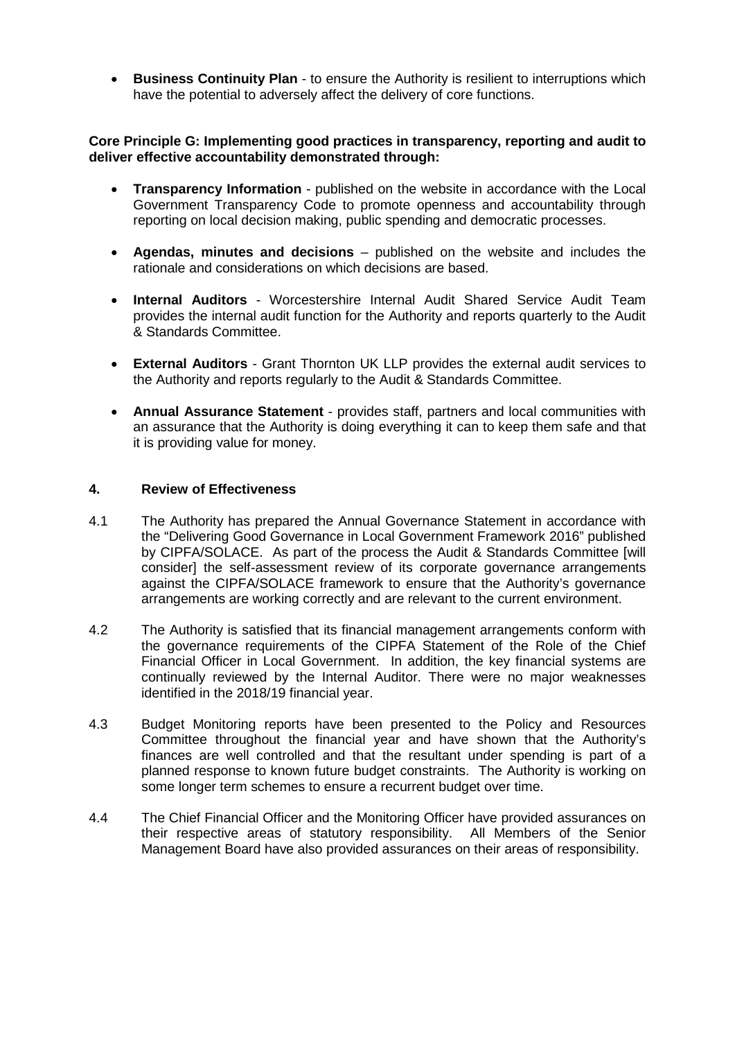- **Business Continuity Plan** - to ensure the Authority is resilient to interruptions which have the potential to adversely affect the delivery of core functions.

**Core Principle G: Implementing good practices in transparency, reporting and audit to deliver effective accountability demonstrated through:**

- **Transparency Information** - published on the website in accordance with the Local Government Transparency Code to promote openness and accountability through reporting on local decision making, public spending and democratic processes.

- **Agendas, minutes and decisions** – published on the website and includes the rationale and considerations on which decisions are based.

- **Internal Auditors** - Worcestershire Internal Audit Shared Service Audit Team provides the internal audit function for the Authority and reports quarterly to the Audit & Standards Committee.

- **External Auditors** - Grant Thornton UK LLP provides the external audit services to the Authority and reports regularly to the Audit & Standards Committee.

- **Annual Assurance Statement** - provides staff, partners and local communities with an assurance that the Authority is doing everything it can to keep them safe and that it is providing value for money.

## 4. Review of Effectiveness

4.1 The Authority has prepared the Annual Governance Statement in accordance with the "Delivering Good Governance in Local Government Framework 2016" published by CIPFA/SOLACE. As part of the process the Audit & Standards Committee [will consider] the self-assessment review of its corporate governance arrangements against the CIPFA/SOLACE framework to ensure that the Authority's governance arrangements are working correctly and are relevant to the current environment.

4.2 The Authority is satisfied that its financial management arrangements conform with the governance requirements of the CIPFA Statement of the Role of the Chief Financial Officer in Local Government. In addition, the key financial systems are continually reviewed by the Internal Auditor. There were no major weaknesses identified in the 2018/19 financial year.

4.3 Budget Monitoring reports have been presented to the Policy and Resources Committee throughout the financial year and have shown that the Authority's finances are well controlled and that the resultant under spending is part of a planned response to known future budget constraints. The Authority is working on some longer term schemes to ensure a recurrent budget over time.

4.4 The Chief Financial Officer and the Monitoring Officer have provided assurances on their respective areas of statutory responsibility. All Members of the Senior Management Board have also provided assurances on their areas of responsibility.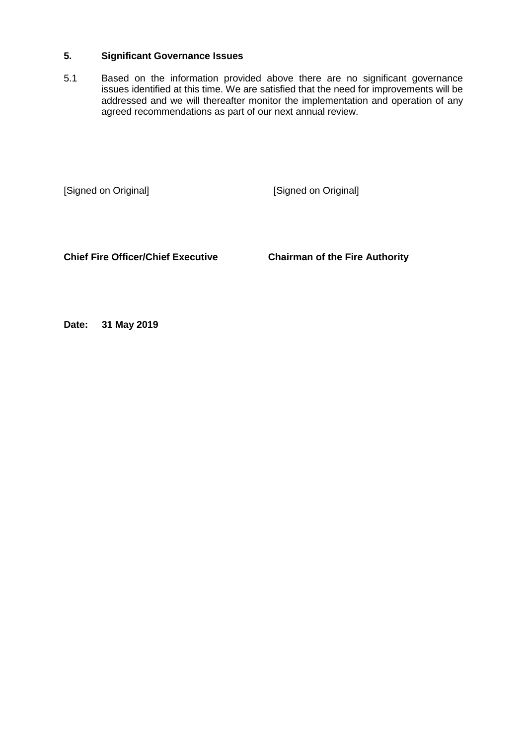## 5. Significant Governance Issues

5.1 Based on the information provided above there are no significant governance issues identified at this time. We are satisfied that the need for improvements will be addressed and we will thereafter monitor the implementation and operation of any agreed recommendations as part of our next annual review.

[Signed on Original] [Signed on Original]

**Chief Fire Officer/Chief Executive** **Chairman of the Fire Authority**

**Date: 31 May 2019**